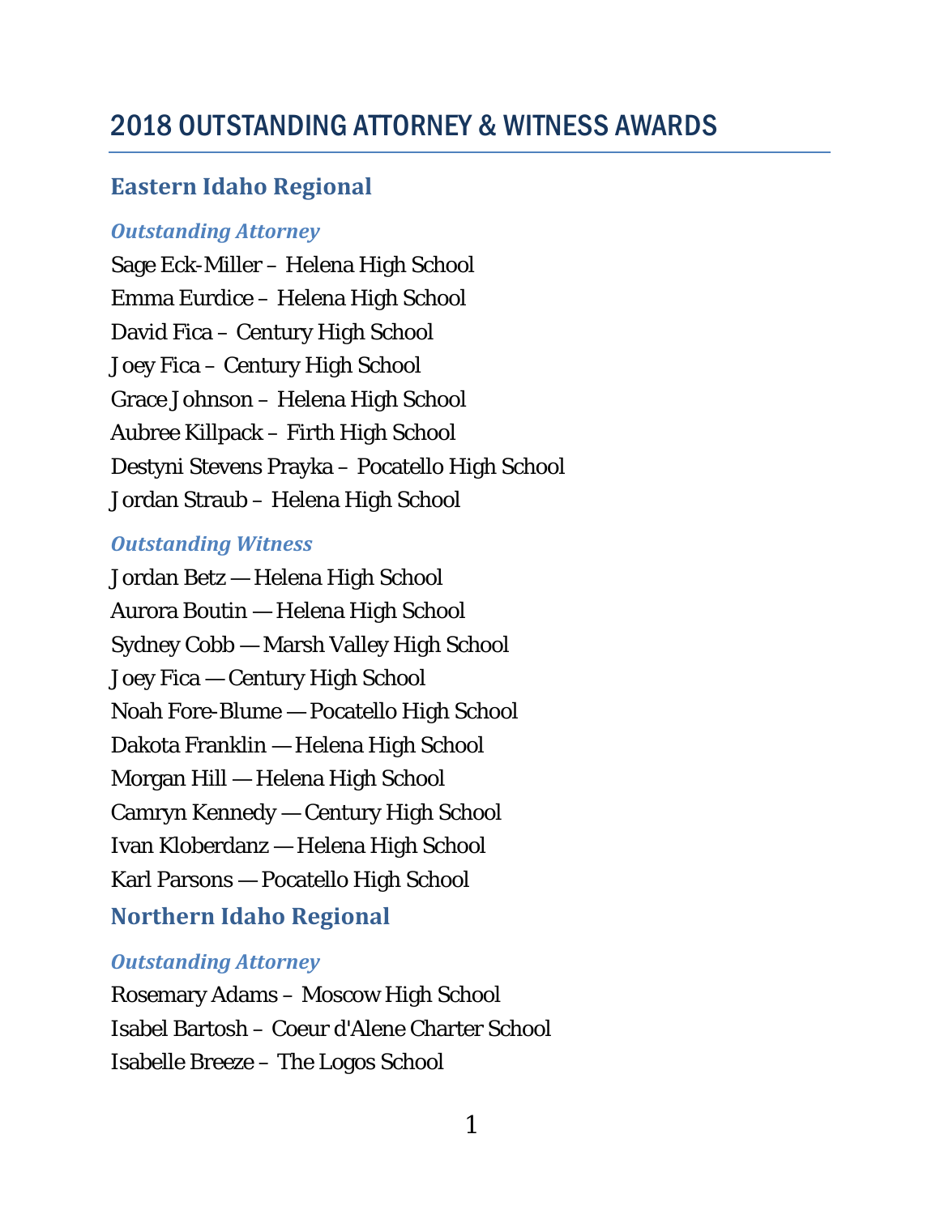# 2018 OUTSTANDING ATTORNEY & WITNESS AWARDS

## Eastern Idaho Regional

### *Outstanding Attorney*

Sage Eck-Miller – Helena High School
Emma Eurdice – Helena High School
David Fica – Century High School
Joey Fica – Century High School
Grace Johnson – Helena High School
Aubree Killpack – Firth High School
Destyni Stevens Prayka – Pocatello High School
Jordan Straub – Helena High School

### *Outstanding Witness*

Jordan Betz — Helena High School
Aurora Boutin — Helena High School
Sydney Cobb — Marsh Valley High School
Joey Fica — Century High School
Noah Fore-Blume — Pocatello High School
Dakota Franklin — Helena High School
Morgan Hill — Helena High School
Camryn Kennedy — Century High School
Ivan Kloberdanz — Helena High School
Karl Parsons — Pocatello High School

## Northern Idaho Regional

### *Outstanding Attorney*

Rosemary Adams – Moscow High School
Isabel Bartosh – Coeur d'Alene Charter School
Isabelle Breeze – The Logos School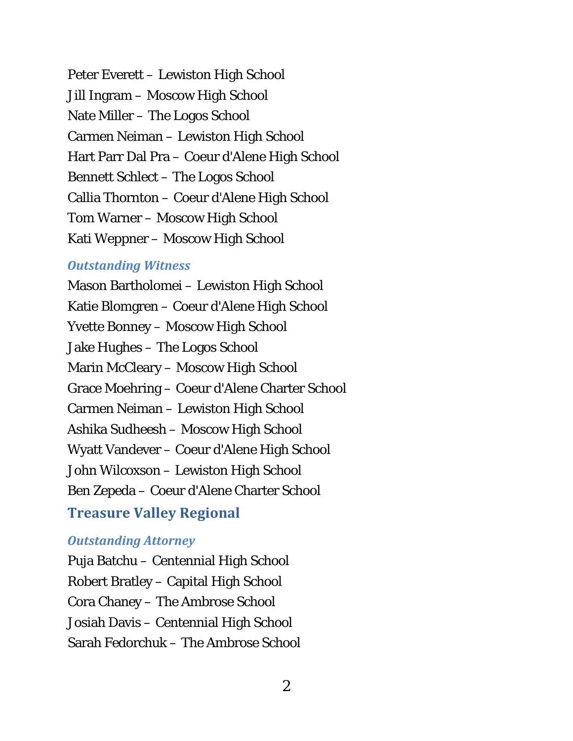Peter Everett – Lewiston High School
Jill Ingram – Moscow High School
Nate Miller – The Logos School
Carmen Neiman – Lewiston High School
Hart Parr Dal Pra – Coeur d'Alene High School
Bennett Schlect – The Logos School
Callia Thornton – Coeur d'Alene High School
Tom Warner – Moscow High School
Kati Weppner – Moscow High School

### *Outstanding Witness*

Mason Bartholomei – Lewiston High School
Katie Blomgren – Coeur d'Alene High School
Yvette Bonney – Moscow High School
Jake Hughes – The Logos School
Marin McCleary – Moscow High School
Grace Moehring – Coeur d'Alene Charter School
Carmen Neiman – Lewiston High School
Ashika Sudheesh – Moscow High School
Wyatt Vandever – Coeur d'Alene High School
John Wilcoxson – Lewiston High School
Ben Zepeda – Coeur d'Alene Charter School

## Treasure Valley Regional

### *Outstanding Attorney*

Puja Batchu – Centennial High School
Robert Bratley – Capital High School
Cora Chaney – The Ambrose School
Josiah Davis – Centennial High School
Sarah Fedorchuk – The Ambrose School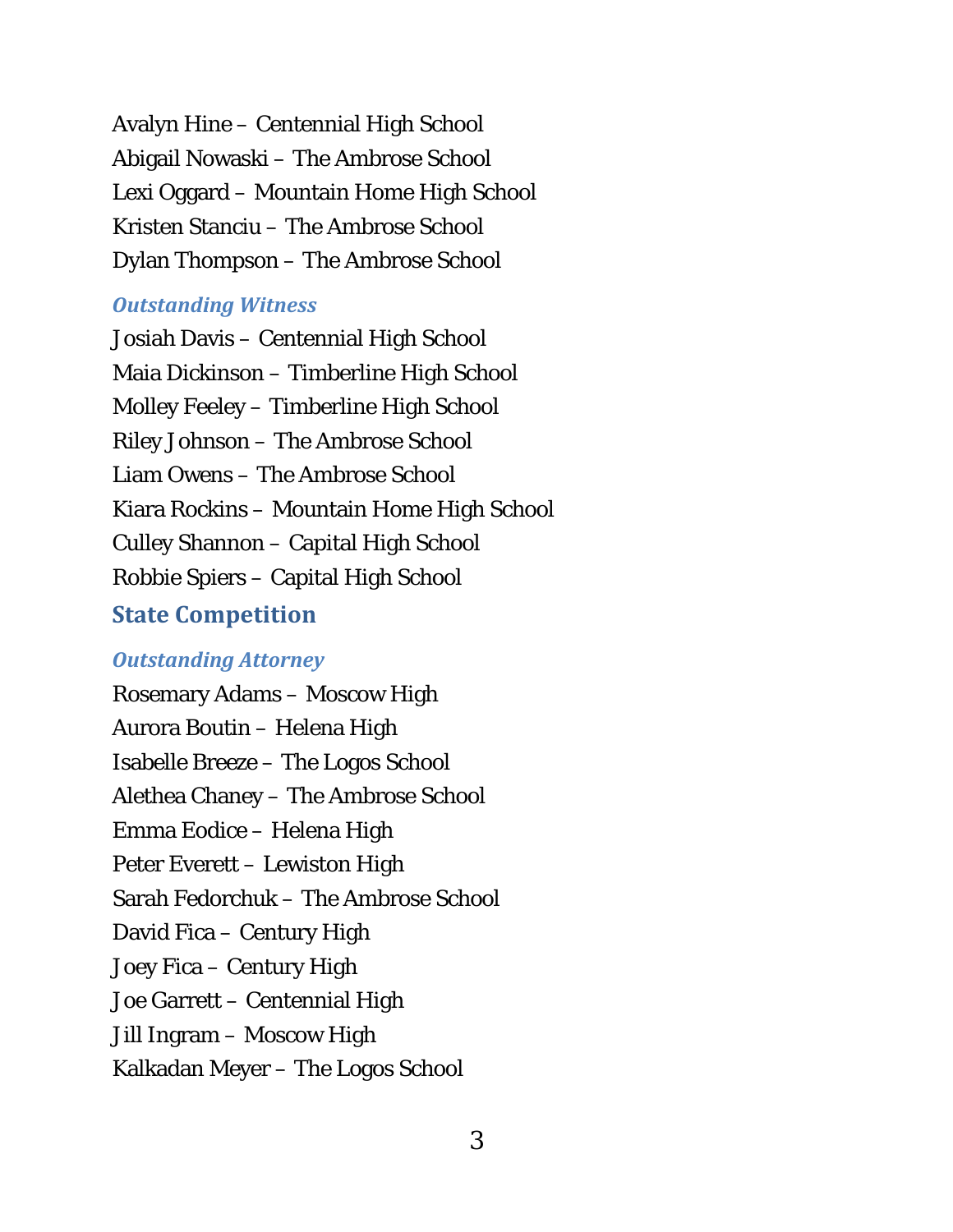Avalyn Hine – Centennial High School
Abigail Nowaski – The Ambrose School
Lexi Oggard – Mountain Home High School
Kristen Stanciu – The Ambrose School
Dylan Thompson – The Ambrose School

### *Outstanding Witness*

Josiah Davis – Centennial High School
Maia Dickinson – Timberline High School
Molley Feeley – Timberline High School
Riley Johnson – The Ambrose School
Liam Owens – The Ambrose School
Kiara Rockins – Mountain Home High School
Culley Shannon – Capital High School
Robbie Spiers – Capital High School

## State Competition

### *Outstanding Attorney*

Rosemary Adams – Moscow High
Aurora Boutin – Helena High
Isabelle Breeze – The Logos School
Alethea Chaney – The Ambrose School
Emma Eodice – Helena High
Peter Everett – Lewiston High
Sarah Fedorchuk – The Ambrose School
David Fica – Century High
Joey Fica – Century High
Joe Garrett – Centennial High
Jill Ingram – Moscow High
Kalkadan Meyer – The Logos School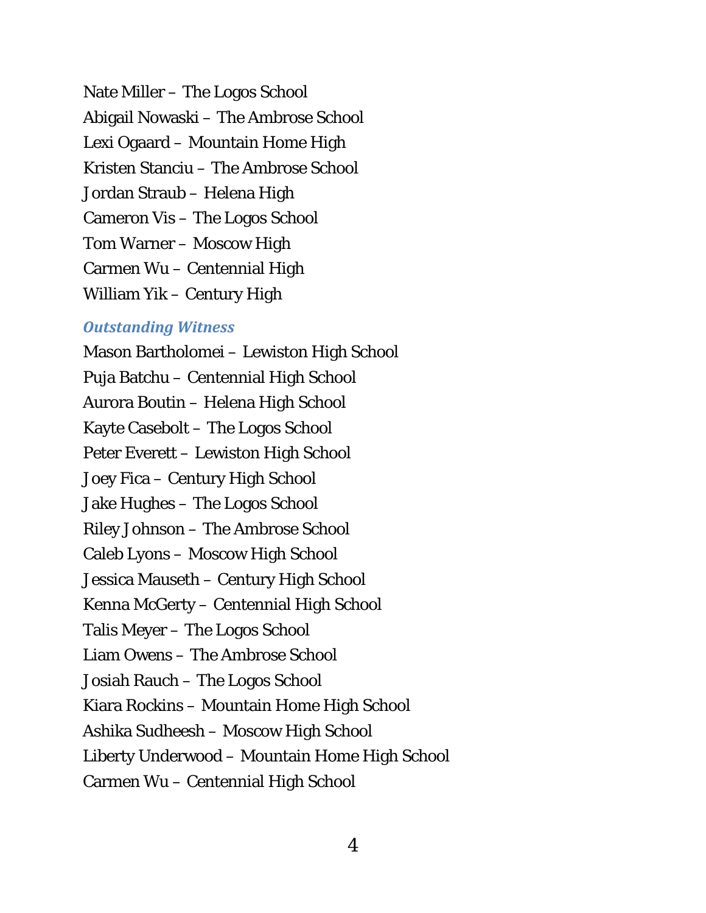Nate Miller – The Logos School

Abigail Nowaski – The Ambrose School

Lexi Ogaard – Mountain Home High

Kristen Stanciu – The Ambrose School

Jordan Straub – Helena High

Cameron Vis – The Logos School

Tom Warner – Moscow High

Carmen Wu – Centennial High

William Yik – Century High

### *Outstanding Witness*

Mason Bartholomei – Lewiston High School

Puja Batchu – Centennial High School

Aurora Boutin – Helena High School

Kayte Casebolt – The Logos School

Peter Everett – Lewiston High School

Joey Fica – Century High School

Jake Hughes – The Logos School

Riley Johnson – The Ambrose School

Caleb Lyons – Moscow High School

Jessica Mauseth – Century High School

Kenna McGerty – Centennial High School

Talis Meyer – The Logos School

Liam Owens – The Ambrose School

Josiah Rauch – The Logos School

Kiara Rockins – Mountain Home High School

Ashika Sudheesh – Moscow High School

Liberty Underwood – Mountain Home High School

Carmen Wu – Centennial High School